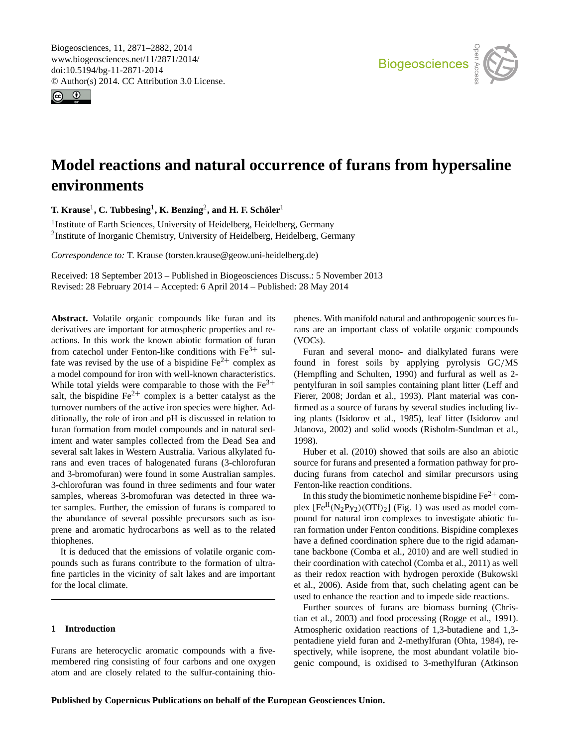# Model reactions and natural occurrence of furans from hypersaline environments

**T. Krause**[1], **C. Tubbesing**[1], **K. Benzing**[2], **and H. F. Schöler**[1]

[1]Institute of Earth Sciences, University of Heidelberg, Heidelberg, Germany
[2]Institute of Inorganic Chemistry, University of Heidelberg, Heidelberg, Germany

*Correspondence to:* T. Krause (torsten.krause@geow.uni-heidelberg.de)

Received: 18 September 2013 – Published in Biogeosciences Discuss.: 5 November 2013
Revised: 28 February 2014 – Accepted: 6 April 2014 – Published: 28 May 2014

**Abstract.** Volatile organic compounds like furan and its derivatives are important for atmospheric properties and reactions. In this work the known abiotic formation of furan from catechol under Fenton-like conditions with $Fe^{3+}$ sulfate was revised by the use of a bispidine $Fe^{2+}$ complex as a model compound for iron with well-known characteristics. While total yields were comparable to those with the $Fe^{3+}$ salt, the bispidine $Fe^{2+}$ complex is a better catalyst as the turnover numbers of the active iron species were higher. Additionally, the role of iron and pH is discussed in relation to furan formation from model compounds and in natural sediment and water samples collected from the Dead Sea and several salt lakes in Western Australia. Various alkylated furans and even traces of halogenated furans (3-chlorofuran and 3-bromofuran) were found in some Australian samples. 3-chlorofuran was found in three sediments and four water samples, whereas 3-bromofuran was detected in three water samples. Further, the emission of furans is compared to the abundance of several possible precursors such as isoprene and aromatic hydrocarbons as well as to the related thiophenes.

It is deduced that the emissions of volatile organic compounds such as furans contribute to the formation of ultrafine particles in the vicinity of salt lakes and are important for the local climate.

## 1 Introduction

Furans are heterocyclic aromatic compounds with a five-membered ring consisting of four carbons and one oxygen atom and are closely related to the sulfur-containing thiophenes. With manifold natural and anthropogenic sources furans are an important class of volatile organic compounds (VOCs).

Furan and several mono- and dialkylated furans were found in forest soils by applying pyrolysis GC/MS (Hempfling and Schulten, 1990) and furfural as well as 2-pentylfuran in soil samples containing plant litter (Leff and Fierer, 2008; Jordan et al., 1993). Plant material was confirmed as a source of furans by several studies including living plants (Isidorov et al., 1985), leaf litter (Isidorov and Jdanova, 2002) and solid woods (Risholm-Sundman et al., 1998).

Huber et al. (2010) showed that soils are also an abiotic source for furans and presented a formation pathway for producing furans from catechol and similar precursors using Fenton-like reaction conditions.

In this study the biomimetic nonheme bispidine $Fe^{2+}$ complex $[Fe^{II}(N_2Py_2)(OTf)_2]$ (Fig. 1) was used as model compound for natural iron complexes to investigate abiotic furan formation under Fenton conditions. Bispidine complexes have a defined coordination sphere due to the rigid adamantane backbone (Comba et al., 2010) and are well studied in their coordination with catechol (Comba et al., 2011) as well as their redox reaction with hydrogen peroxide (Bukowski et al., 2006). Aside from that, such chelating agent can be used to enhance the reaction and to impede side reactions.

Further sources of furans are biomass burning (Christian et al., 2003) and food processing (Rogge et al., 1991). Atmospheric oxidation reactions of 1,3-butadiene and 1,3-pentadiene yield furan and 2-methylfuran (Ohta, 1984), respectively, while isoprene, the most abundant volatile biogenic compound, is oxidised to 3-methylfuran (Atkinson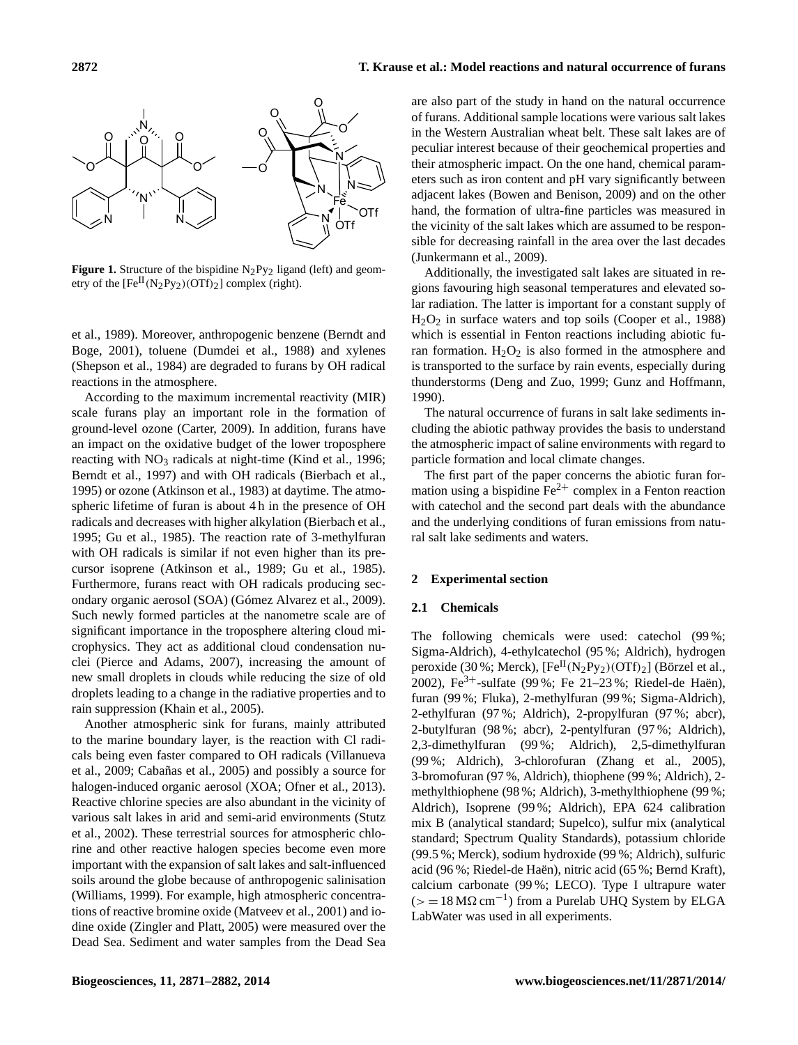**Figure 1.** Structure of the bispidine $N_2Py_2$ ligand (left) and geometry of the $[Fe^{II}(N_2Py_2)(OTf)_2]$ complex (right).

et al., 1989). Moreover, anthropogenic benzene (Berndt and Boge, 2001), toluene (Dumdei et al., 1988) and xylenes (Shepson et al., 1984) are degraded to furans by OH radical reactions in the atmosphere.

According to the maximum incremental reactivity (MIR) scale furans play an important role in the formation of ground-level ozone (Carter, 2009). In addition, furans have an impact on the oxidative budget of the lower troposphere reacting with $NO_3$ radicals at night-time (Kind et al., 1996; Berndt et al., 1997) and with OH radicals (Bierbach et al., 1995) or ozone (Atkinson et al., 1983) at daytime. The atmospheric lifetime of furan is about 4 h in the presence of OH radicals and decreases with higher alkylation (Bierbach et al., 1995; Gu et al., 1985). The reaction rate of 3-methylfuran with OH radicals is similar if not even higher than its precursor isoprene (Atkinson et al., 1989; Gu et al., 1985). Furthermore, furans react with OH radicals producing secondary organic aerosol (SOA) (Gómez Alvarez et al., 2009). Such newly formed particles at the nanometre scale are of significant importance in the troposphere altering cloud microphysics. They act as additional cloud condensation nuclei (Pierce and Adams, 2007), increasing the amount of new small droplets in clouds while reducing the size of old droplets leading to a change in the radiative properties and to rain suppression (Khain et al., 2005).

Another atmospheric sink for furans, mainly attributed to the marine boundary layer, is the reaction with Cl radicals being even faster compared to OH radicals (Villanueva et al., 2009; Cabañas et al., 2005) and possibly a source for halogen-induced organic aerosol (XOA; Ofner et al., 2013). Reactive chlorine species are also abundant in the vicinity of various salt lakes in arid and semi-arid environments (Stutz et al., 2002). These terrestrial sources for atmospheric chlorine and other reactive halogen species become even more important with the expansion of salt lakes and salt-influenced soils around the globe because of anthropogenic salinisation (Williams, 1999). For example, high atmospheric concentrations of reactive bromine oxide (Matveev et al., 2001) and iodine oxide (Zingler and Platt, 2005) were measured over the Dead Sea. Sediment and water samples from the Dead Sea are also part of the study in hand on the natural occurrence of furans. Additional sample locations were various salt lakes in the Western Australian wheat belt. These salt lakes are of peculiar interest because of their geochemical properties and their atmospheric impact. On the one hand, chemical parameters such as iron content and pH vary significantly between adjacent lakes (Bowen and Benison, 2009) and on the other hand, the formation of ultra-fine particles was measured in the vicinity of the salt lakes which are assumed to be responsible for decreasing rainfall in the area over the last decades (Junkermann et al., 2009).

Additionally, the investigated salt lakes are situated in regions favouring high seasonal temperatures and elevated solar radiation. The latter is important for a constant supply of $H_2O_2$ in surface waters and top soils (Cooper et al., 1988) which is essential in Fenton reactions including abiotic furan formation. $H_2O_2$ is also formed in the atmosphere and is transported to the surface by rain events, especially during thunderstorms (Deng and Zuo, 1999; Gunz and Hoffmann, 1990).

The natural occurrence of furans in salt lake sediments including the abiotic pathway provides the basis to understand the atmospheric impact of saline environments with regard to particle formation and local climate changes.

The first part of the paper concerns the abiotic furan formation using a bispidine $Fe^{2+}$ complex in a Fenton reaction with catechol and the second part deals with the abundance and the underlying conditions of furan emissions from natural salt lake sediments and waters.

## 2 Experimental section

### 2.1 Chemicals

The following chemicals were used: catechol (99 %; Sigma-Aldrich), 4-ethylcatechol (95 %; Aldrich), hydrogen peroxide (30 %; Merck), $[Fe^{II}(N_2Py_2)(OTf)_2]$ (Börzel et al., 2002), $Fe^{3+}$-sulfate (99 %; Fe 21–23 %; Riedel-de Haën), furan (99 %; Fluka), 2-methylfuran (99 %; Sigma-Aldrich), 2-ethylfuran (97 %; Aldrich), 2-propylfuran (97 %; abcr), 2-butylfuran (98 %; abcr), 2-pentylfuran (97 %; Aldrich), 2,3-dimethylfuran (99 %; Aldrich), 2,5-dimethylfuran (99 %; Aldrich), 3-chlorofuran (Zhang et al., 2005), 3-bromofuran (97 %, Aldrich), thiophene (99 %; Aldrich), 2-methylthiophene (98 %; Aldrich), 3-methylthiophene (99 %; Aldrich), Isoprene (99 %; Aldrich), EPA 624 calibration mix B (analytical standard; Supelco), sulfur mix (analytical standard; Spectrum Quality Standards), potassium chloride (99.5 %; Merck), sodium hydroxide (99 %; Aldrich), sulfuric acid (96 %; Riedel-de Haën), nitric acid (65 %; Bernd Kraft), calcium carbonate (99 %; LECO). Type I ultrapure water ($>= 18\,M\Omega\,cm^{-1}$) from a Purelab UHQ System by ELGA LabWater was used in all experiments.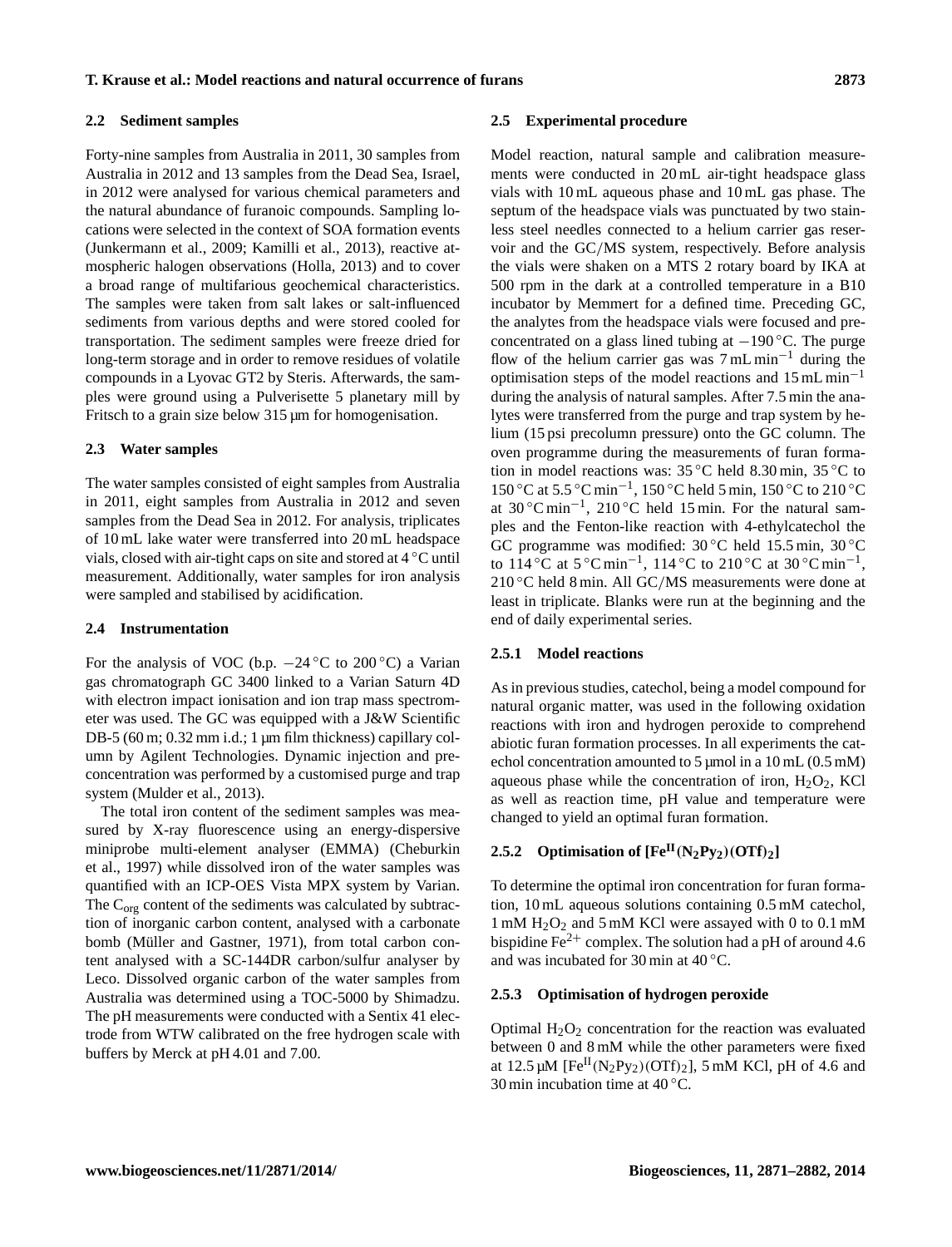### 2.2 Sediment samples

Forty-nine samples from Australia in 2011, 30 samples from Australia in 2012 and 13 samples from the Dead Sea, Israel, in 2012 were analysed for various chemical parameters and the natural abundance of furanoic compounds. Sampling locations were selected in the context of SOA formation events (Junkermann et al., 2009; Kamilli et al., 2013), reactive atmospheric halogen observations (Holla, 2013) and to cover a broad range of multifarious geochemical characteristics. The samples were taken from salt lakes or salt-influenced sediments from various depths and were stored cooled for transportation. The sediment samples were freeze dried for long-term storage and in order to remove residues of volatile compounds in a Lyovac GT2 by Steris. Afterwards, the samples were ground using a Pulverisette 5 planetary mill by Fritsch to a grain size below 315 µm for homogenisation.

### 2.3 Water samples

The water samples consisted of eight samples from Australia in 2011, eight samples from Australia in 2012 and seven samples from the Dead Sea in 2012. For analysis, triplicates of 10 mL lake water were transferred into 20 mL headspace vials, closed with air-tight caps on site and stored at 4 °C until measurement. Additionally, water samples for iron analysis were sampled and stabilised by acidification.

### 2.4 Instrumentation

For the analysis of VOC (b.p. −24 °C to 200 °C) a Varian gas chromatograph GC 3400 linked to a Varian Saturn 4D with electron impact ionisation and ion trap mass spectrometer was used. The GC was equipped with a J&W Scientific DB-5 (60 m; 0.32 mm i.d.; 1 µm film thickness) capillary column by Agilent Technologies. Dynamic injection and preconcentration was performed by a customised purge and trap system (Mulder et al., 2013).

The total iron content of the sediment samples was measured by X-ray fluorescence using an energy-dispersive miniprobe multi-element analyser (EMMA) (Cheburkin et al., 1997) while dissolved iron of the water samples was quantified with an ICP-OES Vista MPX system by Varian. The $C_{org}$ content of the sediments was calculated by subtraction of inorganic carbon content, analysed with a carbonate bomb (Müller and Gastner, 1971), from total carbon content analysed with a SC-144DR carbon/sulfur analyser by Leco. Dissolved organic carbon of the water samples from Australia was determined using a TOC-5000 by Shimadzu. The pH measurements were conducted with a Sentix 41 electrode from WTW calibrated on the free hydrogen scale with buffers by Merck at pH 4.01 and 7.00.

### 2.5 Experimental procedure

Model reaction, natural sample and calibration measurements were conducted in 20 mL air-tight headspace glass vials with 10 mL aqueous phase and 10 mL gas phase. The septum of the headspace vials was punctuated by two stainless steel needles connected to a helium carrier gas reservoir and the GC/MS system, respectively. Before analysis the vials were shaken on a MTS 2 rotary board by IKA at 500 rpm in the dark at a controlled temperature in a B10 incubator by Memmert for a defined time. Preceding GC, the analytes from the headspace vials were focused and preconcentrated on a glass lined tubing at −190 °C. The purge flow of the helium carrier gas was 7 mL $min^{-1}$ during the optimisation steps of the model reactions and 15 mL $min^{-1}$ during the analysis of natural samples. After 7.5 min the analytes were transferred from the purge and trap system by helium (15 psi precolumn pressure) onto the GC column. The oven programme during the measurements of furan formation in model reactions was: 35 °C held 8.30 min, 35 °C to 150 °C at 5.5 °C $min^{-1}$, 150 °C held 5 min, 150 °C to 210 °C at 30 °C $min^{-1}$, 210 °C held 15 min. For the natural samples and the Fenton-like reaction with 4-ethylcatechol the GC programme was modified: 30 °C held 15.5 min, 30 °C to 114 °C at 5 °C $min^{-1}$, 114 °C to 210 °C at 30 °C $min^{-1}$, 210 °C held 8 min. All GC/MS measurements were done at least in triplicate. Blanks were run at the beginning and the end of daily experimental series.

#### 2.5.1 Model reactions

As in previous studies, catechol, being a model compound for natural organic matter, was used in the following oxidation reactions with iron and hydrogen peroxide to comprehend abiotic furan formation processes. In all experiments the catechol concentration amounted to 5 µmol in a 10 mL (0.5 mM) aqueous phase while the concentration of iron, $H_2O_2$, KCl as well as reaction time, pH value and temperature were changed to yield an optimal furan formation.

#### 2.5.2 Optimisation of $[Fe^{II}(N_2Py_2)(OTf)_2]$

To determine the optimal iron concentration for furan formation, 10 mL aqueous solutions containing 0.5 mM catechol, 1 mM $H_2O_2$ and 5 mM KCl were assayed with 0 to 0.1 mM bispidine $Fe^{2+}$ complex. The solution had a pH of around 4.6 and was incubated for 30 min at 40 °C.

#### 2.5.3 Optimisation of hydrogen peroxide

Optimal $H_2O_2$ concentration for the reaction was evaluated between 0 and 8 mM while the other parameters were fixed at 12.5 µM $[Fe^{II}(N_2Py_2)(OTf)_2]$, 5 mM KCl, pH of 4.6 and 30 min incubation time at 40 °C.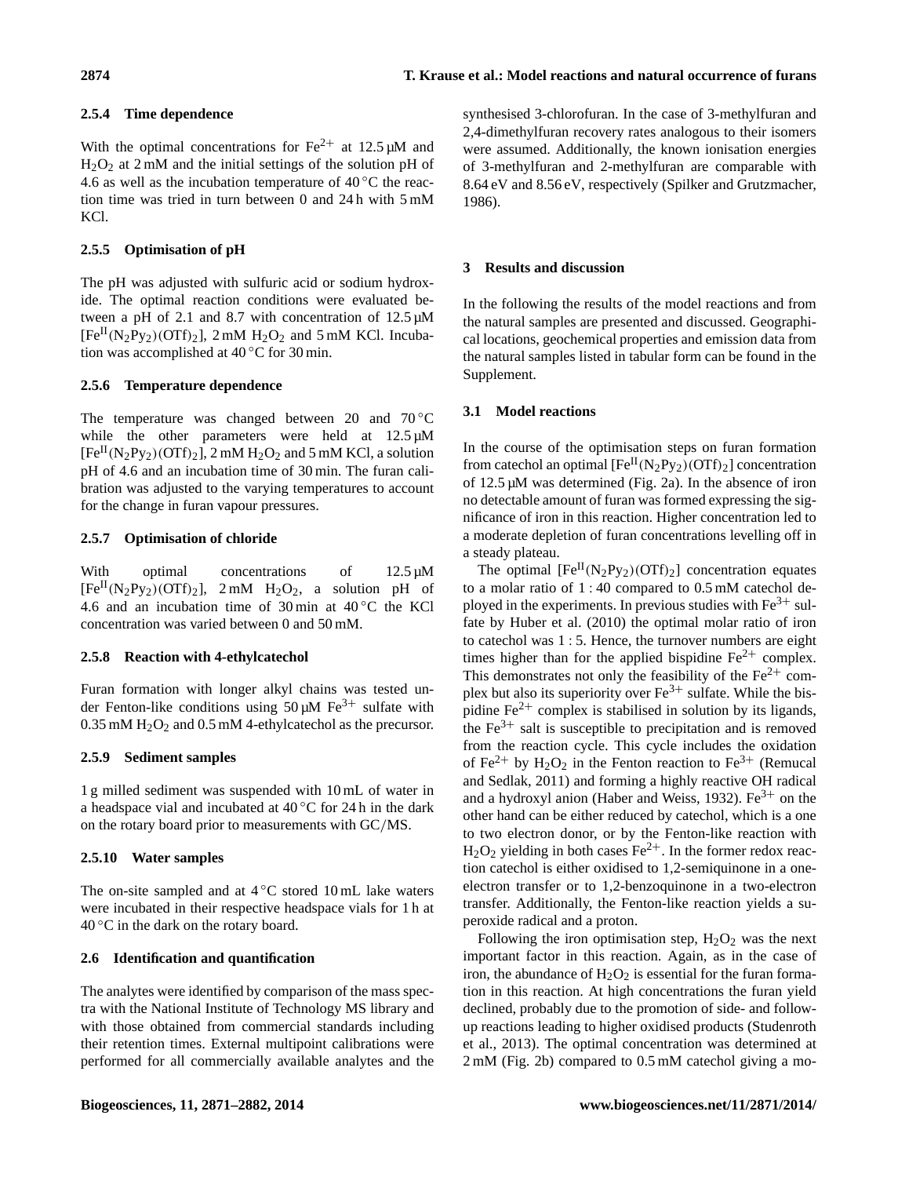#### 2.5.4 Time dependence

With the optimal concentrations for $Fe^{2+}$ at 12.5 µM and $H_2O_2$ at 2 mM and the initial settings of the solution pH of 4.6 as well as the incubation temperature of 40 °C the reaction time was tried in turn between 0 and 24 h with 5 mM KCl.

#### 2.5.5 Optimisation of pH

The pH was adjusted with sulfuric acid or sodium hydroxide. The optimal reaction conditions were evaluated between a pH of 2.1 and 8.7 with concentration of 12.5 µM $[Fe^{II}(N_2Py_2)(OTf)_2]$, 2 mM $H_2O_2$ and 5 mM KCl. Incubation was accomplished at 40 °C for 30 min.

#### 2.5.6 Temperature dependence

The temperature was changed between 20 and 70 °C while the other parameters were held at 12.5 µM $[Fe^{II}(N_2Py_2)(OTf)_2]$, 2 mM $H_2O_2$ and 5 mM KCl, a solution pH of 4.6 and an incubation time of 30 min. The furan calibration was adjusted to the varying temperatures to account for the change in furan vapour pressures.

#### 2.5.7 Optimisation of chloride

With optimal concentrations of 12.5 µM $[Fe^{II}(N_2Py_2)(OTf)_2]$, 2 mM $H_2O_2$, a solution pH of 4.6 and an incubation time of 30 min at 40 °C the KCl concentration was varied between 0 and 50 mM.

#### 2.5.8 Reaction with 4-ethylcatechol

Furan formation with longer alkyl chains was tested under Fenton-like conditions using 50 µM $Fe^{3+}$ sulfate with 0.35 mM $H_2O_2$ and 0.5 mM 4-ethylcatechol as the precursor.

#### 2.5.9 Sediment samples

1 g milled sediment was suspended with 10 mL of water in a headspace vial and incubated at 40 °C for 24 h in the dark on the rotary board prior to measurements with GC/MS.

#### 2.5.10 Water samples

The on-site sampled and at 4 °C stored 10 mL lake waters were incubated in their respective headspace vials for 1 h at 40 °C in the dark on the rotary board.

### 2.6 Identification and quantification

The analytes were identified by comparison of the mass spectra with the National Institute of Technology MS library and with those obtained from commercial standards including their retention times. External multipoint calibrations were performed for all commercially available analytes and the synthesised 3-chlorofuran. In the case of 3-methylfuran and 2,4-dimethylfuran recovery rates analogous to their isomers were assumed. Additionally, the known ionisation energies of 3-methylfuran and 2-methylfuran are comparable with 8.64 eV and 8.56 eV, respectively (Spilker and Grutzmacher, 1986).

## 3 Results and discussion

In the following the results of the model reactions and from the natural samples are presented and discussed. Geographical locations, geochemical properties and emission data from the natural samples listed in tabular form can be found in the Supplement.

### 3.1 Model reactions

In the course of the optimisation steps on furan formation from catechol an optimal $[Fe^{II}(N_2Py_2)(OTf)_2]$ concentration of 12.5 µM was determined (Fig. 2a). In the absence of iron no detectable amount of furan was formed expressing the significance of iron in this reaction. Higher concentration led to a moderate depletion of furan concentrations levelling off in a steady plateau.

The optimal $[Fe^{II}(N_2Py_2)(OTf)_2]$ concentration equates to a molar ratio of 1 : 40 compared to 0.5 mM catechol deployed in the experiments. In previous studies with $Fe^{3+}$ sulfate by Huber et al. (2010) the optimal molar ratio of iron to catechol was 1 : 5. Hence, the turnover numbers are eight times higher than for the applied bispidine $Fe^{2+}$ complex. This demonstrates not only the feasibility of the $Fe^{2+}$ complex but also its superiority over $Fe^{3+}$ sulfate. While the bispidine $Fe^{2+}$ complex is stabilised in solution by its ligands, the $Fe^{3+}$ salt is susceptible to precipitation and is removed from the reaction cycle. This cycle includes the oxidation of $Fe^{2+}$ by $H_2O_2$ in the Fenton reaction to $Fe^{3+}$ (Remucal and Sedlak, 2011) and forming a highly reactive OH radical and a hydroxyl anion (Haber and Weiss, 1932). $Fe^{3+}$ on the other hand can be either reduced by catechol, which is a one to two electron donor, or by the Fenton-like reaction with $H_2O_2$ yielding in both cases $Fe^{2+}$. In the former redox reaction catechol is either oxidised to 1,2-semiquinone in a one-electron transfer or to 1,2-benzoquinone in a two-electron transfer. Additionally, the Fenton-like reaction yields a superoxide radical and a proton.

Following the iron optimisation step, $H_2O_2$ was the next important factor in this reaction. Again, as in the case of iron, the abundance of $H_2O_2$ is essential for the furan formation in this reaction. At high concentrations the furan yield declined, probably due to the promotion of side- and follow-up reactions leading to higher oxidised products (Studenroth et al., 2013). The optimal concentration was determined at 2 mM (Fig. 2b) compared to 0.5 mM catechol giving a mo-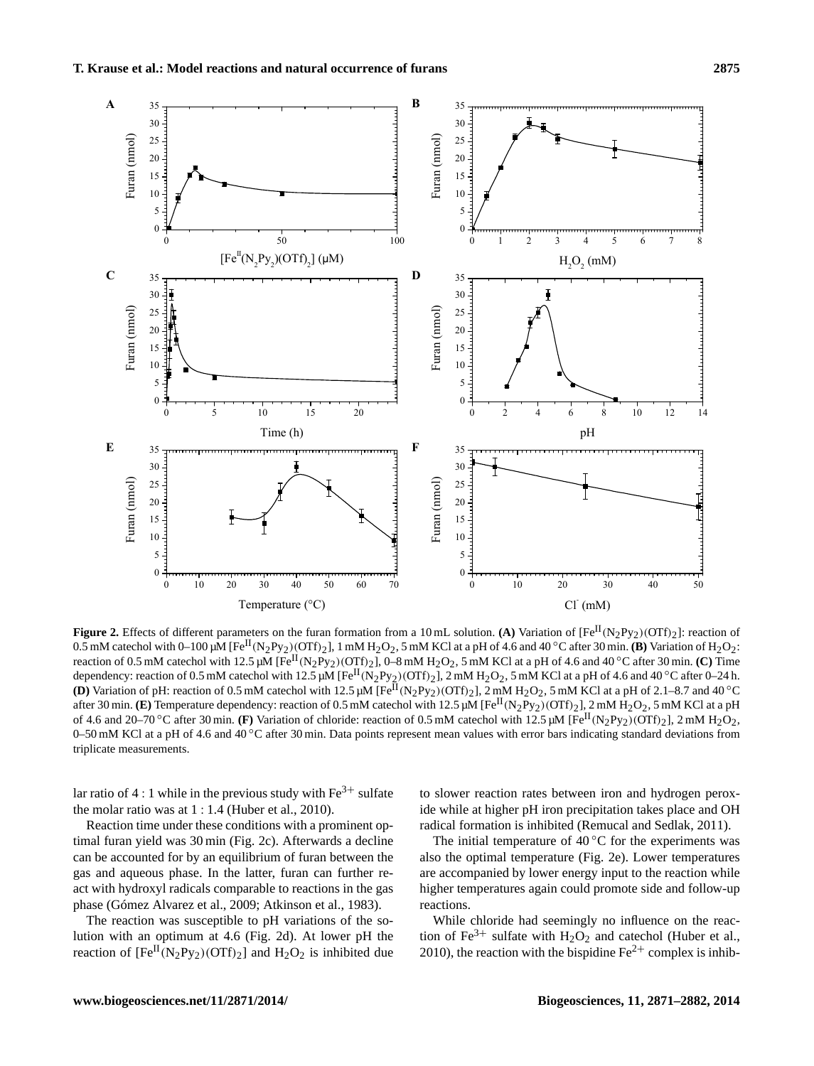**Figure 2.** Effects of different parameters on the furan formation from a 10 mL solution. **(A)** Variation of $[Fe^{II}(N_2Py_2)(OTf)_2]$: reaction of 0.5 mM catechol with 0–100 µM $[Fe^{II}(N_2Py_2)(OTf)_2]$, 1 mM $H_2O_2$, 5 mM KCl at a pH of 4.6 and 40 °C after 30 min. **(B)** Variation of $H_2O_2$: reaction of 0.5 mM catechol with 12.5 µM $[Fe^{II}(N_2Py_2)(OTf)_2]$, 0–8 mM $H_2O_2$, 5 mM KCl at a pH of 4.6 and 40 °C after 30 min. **(C)** Time dependency: reaction of 0.5 mM catechol with 12.5 µM $[Fe^{II}(N_2Py_2)(OTf)_2]$, 2 mM $H_2O_2$, 5 mM KCl at a pH of 4.6 and 40 °C after 0–24 h. **(D)** Variation of pH: reaction of 0.5 mM catechol with 12.5 µM $[Fe^{II}(N_2Py_2)(OTf)_2]$, 2 mM $H_2O_2$, 5 mM KCl at a pH of 2.1–8.7 and 40 °C after 30 min. **(E)** Temperature dependency: reaction of 0.5 mM catechol with 12.5 µM $[Fe^{II}(N_2Py_2)(OTf)_2]$, 2 mM $H_2O_2$, 5 mM KCl at a pH of 4.6 and 20–70 °C after 30 min. **(F)** Variation of chloride: reaction of 0.5 mM catechol with 12.5 µM $[Fe^{II}(N_2Py_2)(OTf)_2]$, 2 mM $H_2O_2$, 0–50 mM KCl at a pH of 4.6 and 40 °C after 30 min. Data points represent mean values with error bars indicating standard deviations from triplicate measurements.

lar ratio of 4 : 1 while in the previous study with $Fe^{3+}$ sulfate the molar ratio was at 1 : 1.4 (Huber et al., 2010).

Reaction time under these conditions with a prominent optimal furan yield was 30 min (Fig. 2c). Afterwards a decline can be accounted for by an equilibrium of furan between the gas and aqueous phase. In the latter, furan can further react with hydroxyl radicals comparable to reactions in the gas phase (Gómez Alvarez et al., 2009; Atkinson et al., 1983).

The reaction was susceptible to pH variations of the solution with an optimum at 4.6 (Fig. 2d). At lower pH the reaction of $[Fe^{II}(N_2Py_2)(OTf)_2]$ and $H_2O_2$ is inhibited due to slower reaction rates between iron and hydrogen peroxide while at higher pH iron precipitation takes place and OH radical formation is inhibited (Remucal and Sedlak, 2011).

The initial temperature of 40 °C for the experiments was also the optimal temperature (Fig. 2e). Lower temperatures are accompanied by lower energy input to the reaction while higher temperatures again could promote side and follow-up reactions.

While chloride had seemingly no influence on the reaction of $Fe^{3+}$ sulfate with $H_2O_2$ and catechol (Huber et al., 2010), the reaction with the bispidine $Fe^{2+}$ complex is inhib-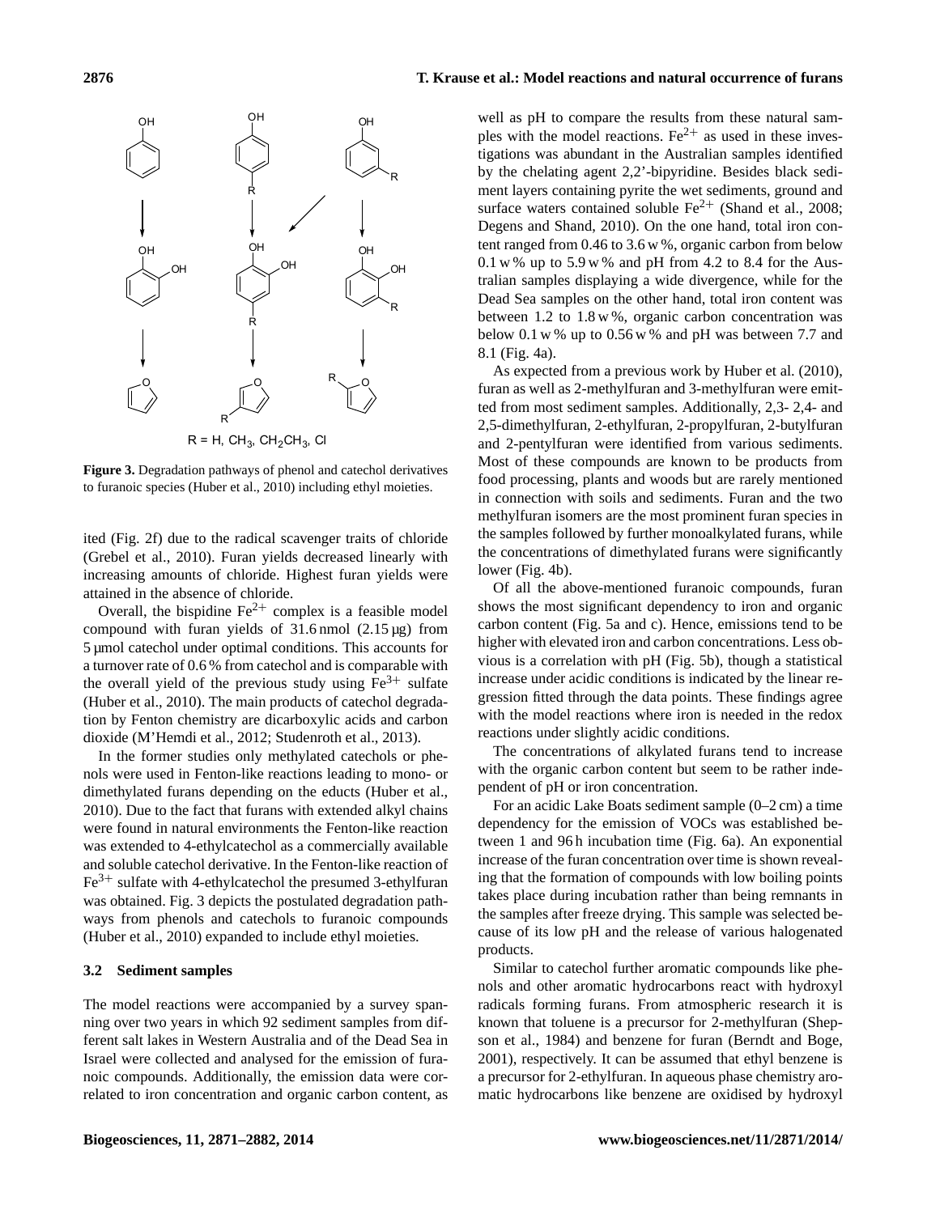R = H, $CH_3$, $CH_2CH_3$, Cl

**Figure 3.** Degradation pathways of phenol and catechol derivatives to furanoic species (Huber et al., 2010) including ethyl moieties.

ited (Fig. 2f) due to the radical scavenger traits of chloride (Grebel et al., 2010). Furan yields decreased linearly with increasing amounts of chloride. Highest furan yields were attained in the absence of chloride.

Overall, the bispidine $Fe^{2+}$ complex is a feasible model compound with furan yields of 31.6 nmol (2.15 µg) from 5 µmol catechol under optimal conditions. This accounts for a turnover rate of 0.6 % from catechol and is comparable with the overall yield of the previous study using $Fe^{3+}$ sulfate (Huber et al., 2010). The main products of catechol degradation by Fenton chemistry are dicarboxylic acids and carbon dioxide (M'Hemdi et al., 2012; Studenroth et al., 2013).

In the former studies only methylated catechols or phenols were used in Fenton-like reactions leading to mono- or dimethylated furans depending on the educts (Huber et al., 2010). Due to the fact that furans with extended alkyl chains were found in natural environments the Fenton-like reaction was extended to 4-ethylcatechol as a commercially available and soluble catechol derivative. In the Fenton-like reaction of $Fe^{3+}$ sulfate with 4-ethylcatechol the presumed 3-ethylfuran was obtained. Fig. 3 depicts the postulated degradation pathways from phenols and catechols to furanoic compounds (Huber et al., 2010) expanded to include ethyl moieties.

### 3.2 Sediment samples

The model reactions were accompanied by a survey spanning over two years in which 92 sediment samples from different salt lakes in Western Australia and of the Dead Sea in Israel were collected and analysed for the emission of furanoic compounds. Additionally, the emission data were correlated to iron concentration and organic carbon content, as well as pH to compare the results from these natural samples with the model reactions. $Fe^{2+}$ as used in these investigations was abundant in the Australian samples identified by the chelating agent 2,2'-bipyridine. Besides black sediment layers containing pyrite the wet sediments, ground and surface waters contained soluble $Fe^{2+}$ (Shand et al., 2008; Degens and Shand, 2010). On the one hand, total iron content ranged from 0.46 to 3.6 w %, organic carbon from below 0.1 w % up to 5.9 w % and pH from 4.2 to 8.4 for the Australian samples displaying a wide divergence, while for the Dead Sea samples on the other hand, total iron content was between 1.2 to 1.8 w %, organic carbon concentration was below 0.1 w % up to 0.56 w % and pH was between 7.7 and 8.1 (Fig. 4a).

As expected from a previous work by Huber et al. (2010), furan as well as 2-methylfuran and 3-methylfuran were emitted from most sediment samples. Additionally, 2,3- 2,4- and 2,5-dimethylfuran, 2-ethylfuran, 2-propylfuran, 2-butylfuran and 2-pentylfuran were identified from various sediments. Most of these compounds are known to be products from food processing, plants and woods but are rarely mentioned in connection with soils and sediments. Furan and the two methylfuran isomers are the most prominent furan species in the samples followed by further monoalkylated furans, while the concentrations of dimethylated furans were significantly lower (Fig. 4b).

Of all the above-mentioned furanoic compounds, furan shows the most significant dependency to iron and organic carbon content (Fig. 5a and c). Hence, emissions tend to be higher with elevated iron and carbon concentrations. Less obvious is a correlation with pH (Fig. 5b), though a statistical increase under acidic conditions is indicated by the linear regression fitted through the data points. These findings agree with the model reactions where iron is needed in the redox reactions under slightly acidic conditions.

The concentrations of alkylated furans tend to increase with the organic carbon content but seem to be rather independent of pH or iron concentration.

For an acidic Lake Boats sediment sample (0–2 cm) a time dependency for the emission of VOCs was established between 1 and 96 h incubation time (Fig. 6a). An exponential increase of the furan concentration over time is shown revealing that the formation of compounds with low boiling points takes place during incubation rather than being remnants in the samples after freeze drying. This sample was selected because of its low pH and the release of various halogenated products.

Similar to catechol further aromatic compounds like phenols and other aromatic hydrocarbons react with hydroxyl radicals forming furans. From atmospheric research it is known that toluene is a precursor for 2-methylfuran (Shepson et al., 1984) and benzene for furan (Berndt and Boge, 2001), respectively. It can be assumed that ethyl benzene is a precursor for 2-ethylfuran. In aqueous phase chemistry aromatic hydrocarbons like benzene are oxidised by hydroxyl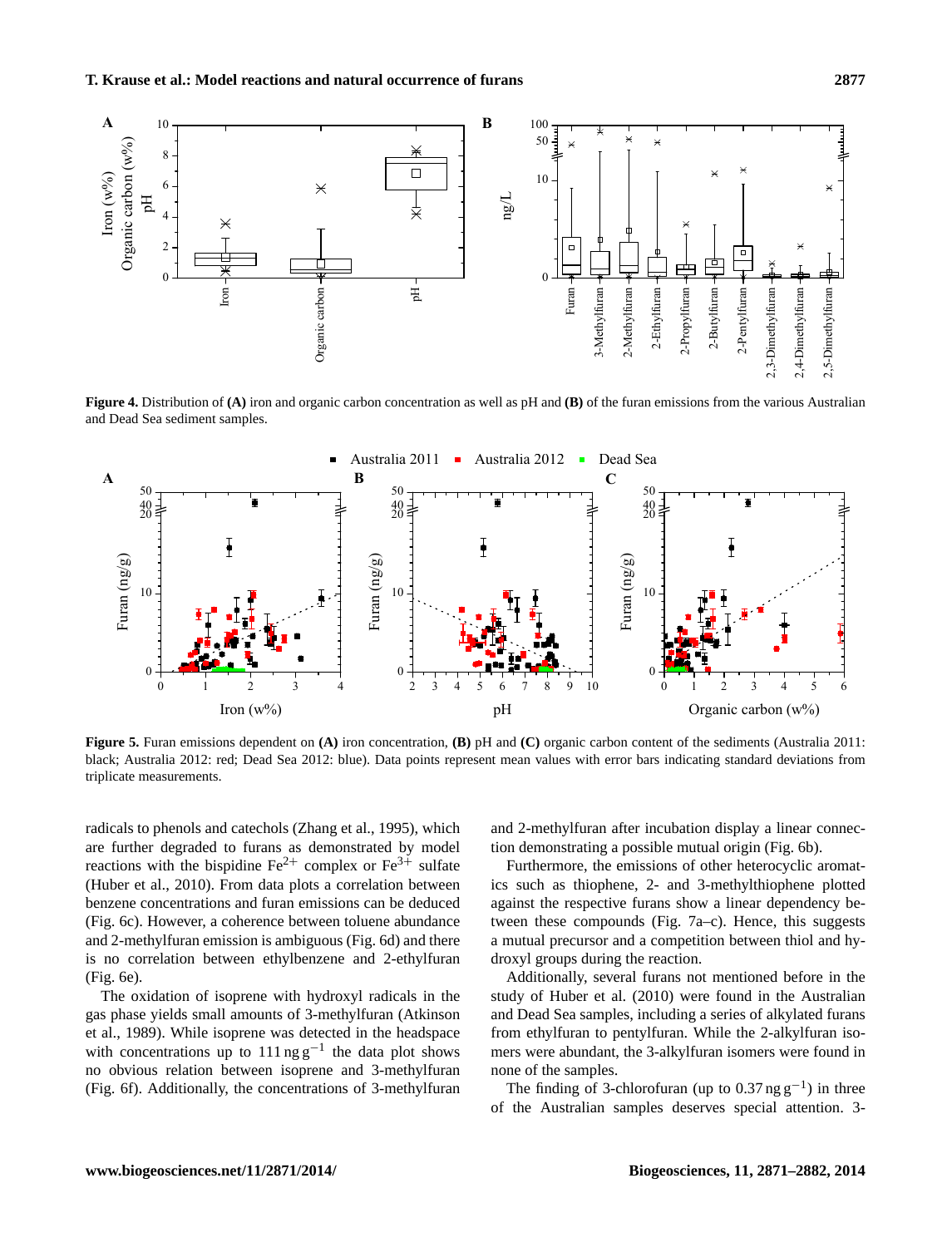**Figure 4.** Distribution of **(A)** iron and organic carbon concentration as well as pH and **(B)** of the furan emissions from the various Australian and Dead Sea sediment samples.

**Figure 5.** Furan emissions dependent on **(A)** iron concentration, **(B)** pH and **(C)** organic carbon content of the sediments (Australia 2011: black; Australia 2012: red; Dead Sea 2012: blue). Data points represent mean values with error bars indicating standard deviations from triplicate measurements.

radicals to phenols and catechols (Zhang et al., 1995), which are further degraded to furans as demonstrated by model reactions with the bispidine $Fe^{2+}$ complex or $Fe^{3+}$ sulfate (Huber et al., 2010). From data plots a correlation between benzene concentrations and furan emissions can be deduced (Fig. 6c). However, a coherence between toluene abundance and 2-methylfuran emission is ambiguous (Fig. 6d) and there is no correlation between ethylbenzene and 2-ethylfuran (Fig. 6e).

The oxidation of isoprene with hydroxyl radicals in the gas phase yields small amounts of 3-methylfuran (Atkinson et al., 1989). While isoprene was detected in the headspace with concentrations up to $111\,\text{ng}\,\text{g}^{-1}$ the data plot shows no obvious relation between isoprene and 3-methylfuran (Fig. 6f). Additionally, the concentrations of 3-methylfuran and 2-methylfuran after incubation display a linear connection demonstrating a possible mutual origin (Fig. 6b).

Furthermore, the emissions of other heterocyclic aromatics such as thiophene, 2- and 3-methylthiophene plotted against the respective furans show a linear dependency between these compounds (Fig. 7a–c). Hence, this suggests a mutual precursor and a competition between thiol and hydroxyl groups during the reaction.

Additionally, several furans not mentioned before in the study of Huber et al. (2010) were found in the Australian and Dead Sea samples, including a series of alkylated furans from ethylfuran to pentylfuran. While the 2-alkylfuran isomers were abundant, the 3-alkylfuran isomers were found in none of the samples.

The finding of 3-chlorofuran (up to $0.37\,\text{ng}\,\text{g}^{-1}$) in three of the Australian samples deserves special attention. 3-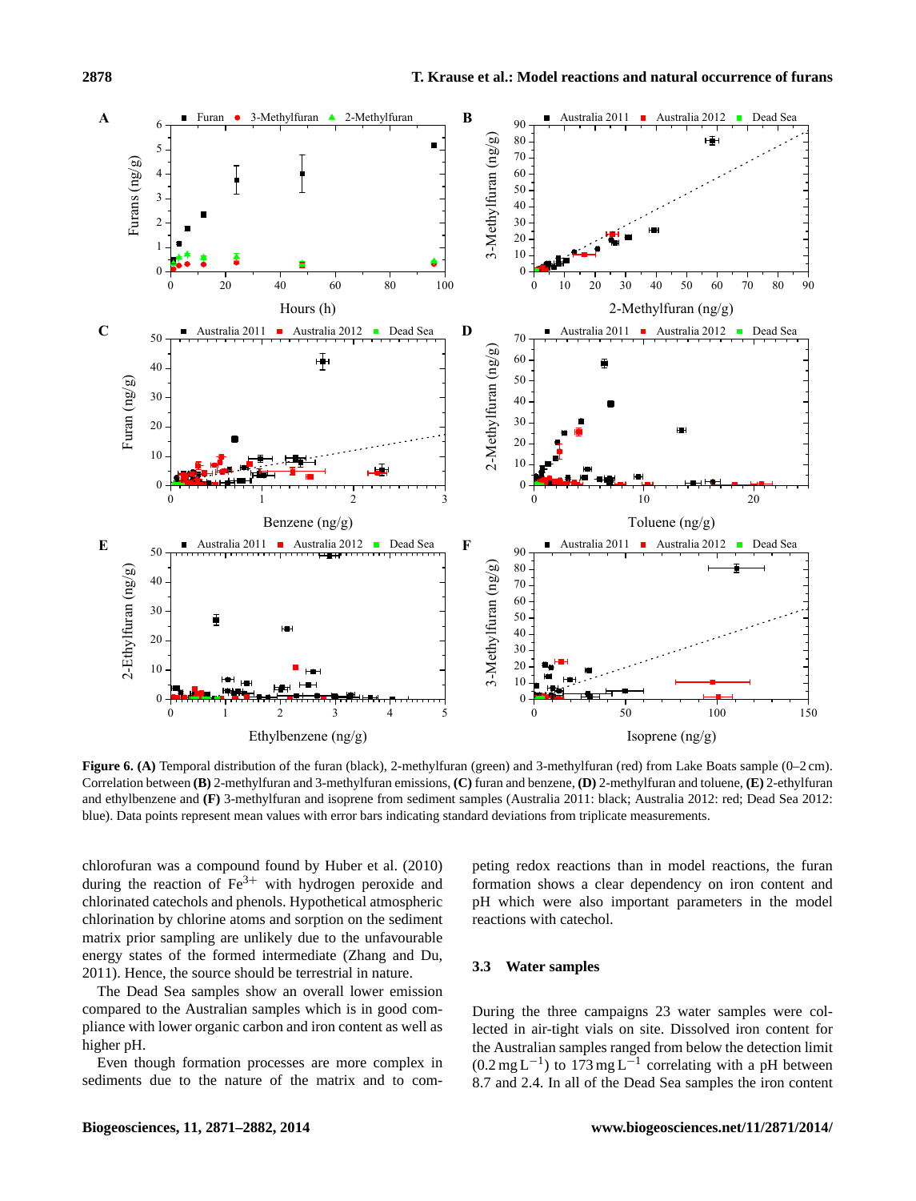**Figure 6. (A)** Temporal distribution of the furan (black), 2-methylfuran (green) and 3-methylfuran (red) from Lake Boats sample (0–2 cm). Correlation between **(B)** 2-methylfuran and 3-methylfuran emissions, **(C)** furan and benzene, **(D)** 2-methylfuran and toluene, **(E)** 2-ethylfuran and ethylbenzene and **(F)** 3-methylfuran and isoprene from sediment samples (Australia 2011: black; Australia 2012: red; Dead Sea 2012: blue). Data points represent mean values with error bars indicating standard deviations from triplicate measurements.

chlorofuran was a compound found by Huber et al. (2010) during the reaction of $Fe^{3+}$ with hydrogen peroxide and chlorinated catechols and phenols. Hypothetical atmospheric chlorination by chlorine atoms and sorption on the sediment matrix prior sampling are unlikely due to the unfavourable energy states of the formed intermediate (Zhang and Du, 2011). Hence, the source should be terrestrial in nature.

The Dead Sea samples show an overall lower emission compared to the Australian samples which is in good compliance with lower organic carbon and iron content as well as higher pH.

Even though formation processes are more complex in sediments due to the nature of the matrix and to competing redox reactions than in model reactions, the furan formation shows a clear dependency on iron content and pH which were also important parameters in the model reactions with catechol.

### 3.3 Water samples

During the three campaigns 23 water samples were collected in air-tight vials on site. Dissolved iron content for the Australian samples ranged from below the detection limit ($0.2\,mg\,L^{-1}$) to $173\,mg\,L^{-1}$ correlating with a pH between 8.7 and 2.4. In all of the Dead Sea samples the iron content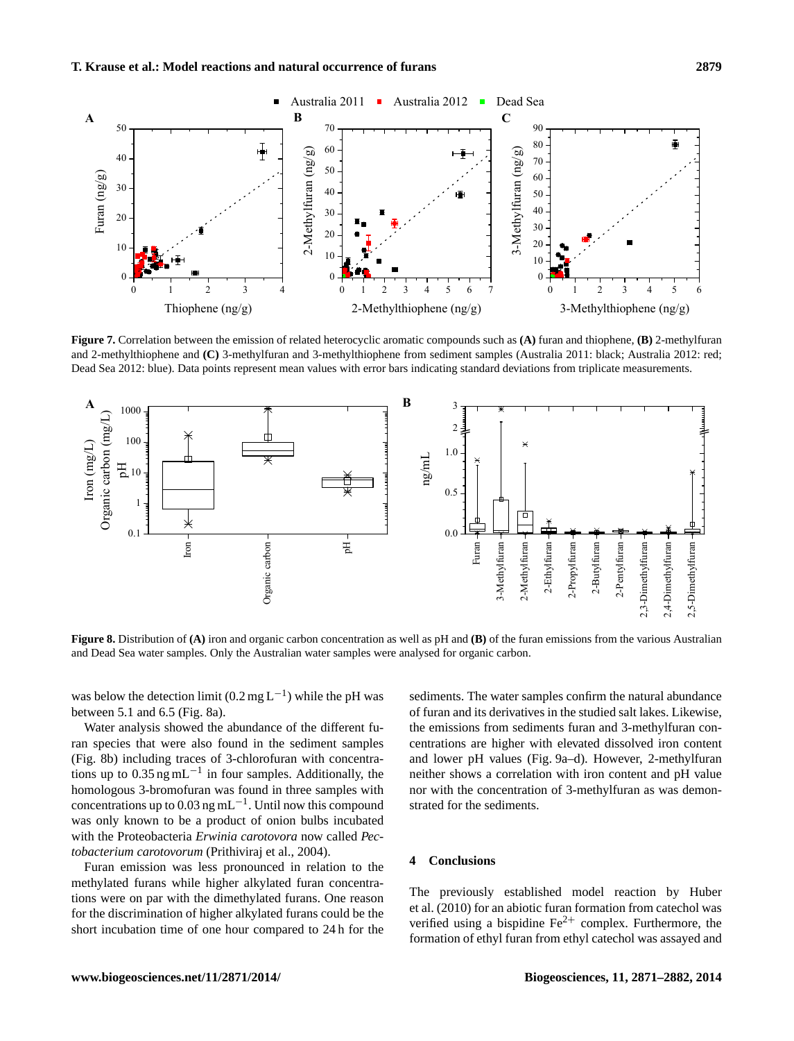**Figure 7.** Correlation between the emission of related heterocyclic aromatic compounds such as **(A)** furan and thiophene, **(B)** 2-methylfuran and 2-methylthiophene and **(C)** 3-methylfuran and 3-methylthiophene from sediment samples (Australia 2011: black; Australia 2012: red; Dead Sea 2012: blue). Data points represent mean values with error bars indicating standard deviations from triplicate measurements.

**Figure 8.** Distribution of **(A)** iron and organic carbon concentration as well as pH and **(B)** of the furan emissions from the various Australian and Dead Sea water samples. Only the Australian water samples were analysed for organic carbon.

was below the detection limit ($0.2\,\text{mg}\,\text{L}^{-1}$) while the pH was between 5.1 and 6.5 (Fig. 8a).

Water analysis showed the abundance of the different furan species that were also found in the sediment samples (Fig. 8b) including traces of 3-chlorofuran with concentrations up to $0.35\,\text{ng}\,\text{mL}^{-1}$ in four samples. Additionally, the homologous 3-bromofuran was found in three samples with concentrations up to $0.03\,\text{ng}\,\text{mL}^{-1}$. Until now this compound was only known to be a product of onion bulbs incubated with the Proteobacteria *Erwinia carotovora* now called *Pectobacterium carotovorum* (Prithiviraj et al., 2004).

Furan emission was less pronounced in relation to the methylated furans while higher alkylated furan concentrations were on par with the dimethylated furans. One reason for the discrimination of higher alkylated furans could be the short incubation time of one hour compared to 24 h for the sediments. The water samples confirm the natural abundance of furan and its derivatives in the studied salt lakes. Likewise, the emissions from sediments furan and 3-methylfuran concentrations are higher with elevated dissolved iron content and lower pH values (Fig. 9a–d). However, 2-methylfuran neither shows a correlation with iron content and pH value nor with the concentration of 3-methylfuran as was demonstrated for the sediments.

## 4 Conclusions

The previously established model reaction by Huber et al. (2010) for an abiotic furan formation from catechol was verified using a bispidine $Fe^{2+}$ complex. Furthermore, the formation of ethyl furan from ethyl catechol was assayed and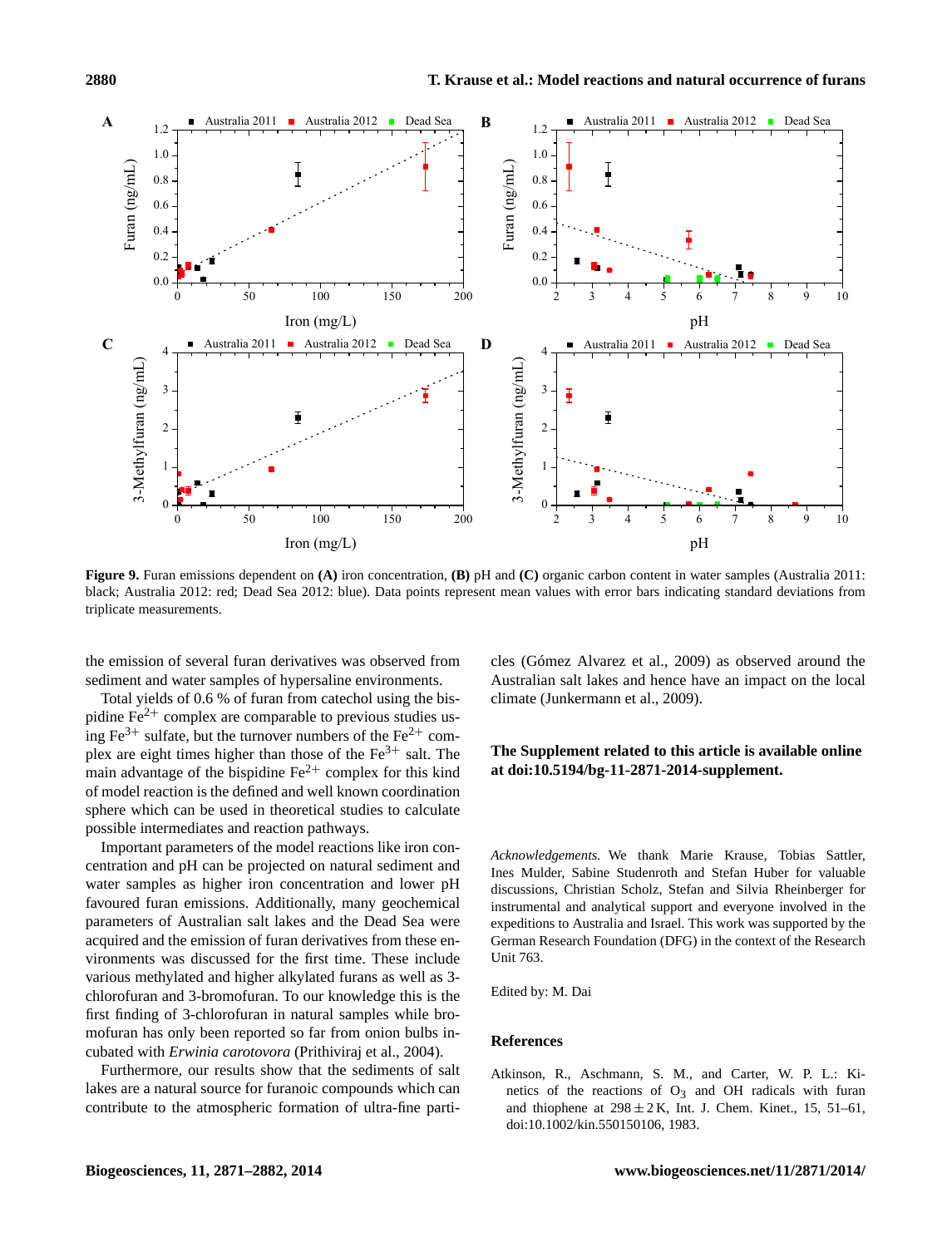**Figure 9.** Furan emissions dependent on **(A)** iron concentration, **(B)** pH and **(C)** organic carbon content in water samples (Australia 2011: black; Australia 2012: red; Dead Sea 2012: blue). Data points represent mean values with error bars indicating standard deviations from triplicate measurements.

the emission of several furan derivatives was observed from sediment and water samples of hypersaline environments.

Total yields of 0.6 % of furan from catechol using the bispidine $Fe^{2+}$ complex are comparable to previous studies using $Fe^{3+}$ sulfate, but the turnover numbers of the $Fe^{2+}$ complex are eight times higher than those of the $Fe^{3+}$ salt. The main advantage of the bispidine $Fe^{2+}$ complex for this kind of model reaction is the defined and well known coordination sphere which can be used in theoretical studies to calculate possible intermediates and reaction pathways.

Important parameters of the model reactions like iron concentration and pH can be projected on natural sediment and water samples as higher iron concentration and lower pH favoured furan emissions. Additionally, many geochemical parameters of Australian salt lakes and the Dead Sea were acquired and the emission of furan derivatives from these environments was discussed for the first time. These include various methylated and higher alkylated furans as well as 3-chlorofuran and 3-bromofuran. To our knowledge this is the first finding of 3-chlorofuran in natural samples while bromofuran has only been reported so far from onion bulbs incubated with *Erwinia carotovora* (Prithiviraj et al., 2004).

Furthermore, our results show that the sediments of salt lakes are a natural source for furanoic compounds which can contribute to the atmospheric formation of ultra-fine particles (Gómez Alvarez et al., 2009) as observed around the Australian salt lakes and hence have an impact on the local climate (Junkermann et al., 2009).

**The Supplement related to this article is available online at doi:10.5194/bg-11-2871-2014-supplement.**

*Acknowledgements.* We thank Marie Krause, Tobias Sattler, Ines Mulder, Sabine Studenroth and Stefan Huber for valuable discussions, Christian Scholz, Stefan and Silvia Rheinberger for instrumental and analytical support and everyone involved in the expeditions to Australia and Israel. This work was supported by the German Research Foundation (DFG) in the context of the Research Unit 763.

Edited by: M. Dai

## References

Atkinson, R., Aschmann, S. M., and Carter, W. P. L.: Kinetics of the reactions of $O_3$ and OH radicals with furan and thiophene at $298 \pm 2$ K, Int. J. Chem. Kinet., 15, 51–61, doi:10.1002/kin.550150106, 1983.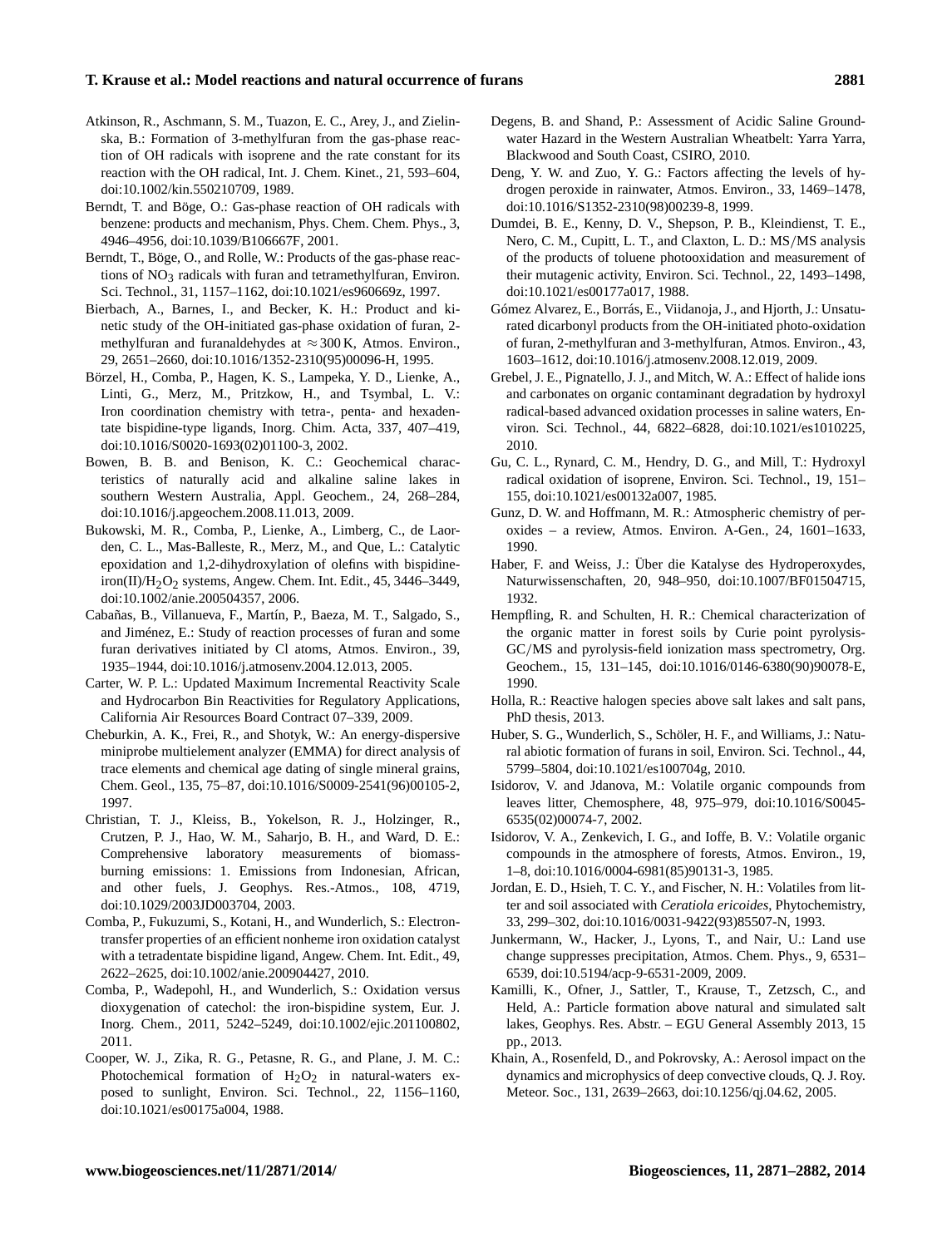Atkinson, R., Aschmann, S. M., Tuazon, E. C., Arey, J., and Zielinska, B.: Formation of 3-methylfuran from the gas-phase reaction of OH radicals with isoprene and the rate constant for its reaction with the OH radical, Int. J. Chem. Kinet., 21, 593–604, doi:10.1002/kin.550210709, 1989.

Berndt, T. and Böge, O.: Gas-phase reaction of OH radicals with benzene: products and mechanism, Phys. Chem. Chem. Phys., 3, 4946–4956, doi:10.1039/B106667F, 2001.

Berndt, T., Böge, O., and Rolle, W.: Products of the gas-phase reactions of $NO_3$ radicals with furan and tetramethylfuran, Environ. Sci. Technol., 31, 1157–1162, doi:10.1021/es960669z, 1997.

Bierbach, A., Barnes, I., and Becker, K. H.: Product and kinetic study of the OH-initiated gas-phase oxidation of furan, 2-methylfuran and furanaldehydes at $\approx 300$ K, Atmos. Environ., 29, 2651–2660, doi:10.1016/1352-2310(95)00096-H, 1995.

Börzel, H., Comba, P., Hagen, K. S., Lampeka, Y. D., Lienke, A., Linti, G., Merz, M., Pritzkow, H., and Tsymbal, L. V.: Iron coordination chemistry with tetra-, penta- and hexadentate bispidine-type ligands, Inorg. Chim. Acta, 337, 407–419, doi:10.1016/S0020-1693(02)01100-3, 2002.

Bowen, B. B. and Benison, K. C.: Geochemical characteristics of naturally acid and alkaline saline lakes in southern Western Australia, Appl. Geochem., 24, 268–284, doi:10.1016/j.apgeochem.2008.11.013, 2009.

Bukowski, M. R., Comba, P., Lienke, A., Limberg, C., de Laorden, C. L., Mas-Balleste, R., Merz, M., and Que, L.: Catalytic epoxidation and 1,2-dihydroxylation of olefins with bispidine-iron(II)/$H_2O_2$ systems, Angew. Chem. Int. Edit., 45, 3446–3449, doi:10.1002/anie.200504357, 2006.

Cabañas, B., Villanueva, F., Martín, P., Baeza, M. T., Salgado, S., and Jiménez, E.: Study of reaction processes of furan and some furan derivatives initiated by Cl atoms, Atmos. Environ., 39, 1935–1944, doi:10.1016/j.atmosenv.2004.12.013, 2005.

Carter, W. P. L.: Updated Maximum Incremental Reactivity Scale and Hydrocarbon Bin Reactivities for Regulatory Applications, California Air Resources Board Contract 07–339, 2009.

Cheburkin, A. K., Frei, R., and Shotyk, W.: An energy-dispersive miniprobe multielement analyzer (EMMA) for direct analysis of trace elements and chemical age dating of single mineral grains, Chem. Geol., 135, 75–87, doi:10.1016/S0009-2541(96)00105-2, 1997.

Christian, T. J., Kleiss, B., Yokelson, R. J., Holzinger, R., Crutzen, P. J., Hao, W. M., Saharjo, B. H., and Ward, D. E.: Comprehensive laboratory measurements of biomass-burning emissions: 1. Emissions from Indonesian, African, and other fuels, J. Geophys. Res.-Atmos., 108, 4719, doi:10.1029/2003JD003704, 2003.

Comba, P., Fukuzumi, S., Kotani, H., and Wunderlich, S.: Electron-transfer properties of an efficient nonheme iron oxidation catalyst with a tetradentate bispidine ligand, Angew. Chem. Int. Edit., 49, 2622–2625, doi:10.1002/anie.200904427, 2010.

Comba, P., Wadepohl, H., and Wunderlich, S.: Oxidation versus dioxygenation of catechol: the iron-bispidine system, Eur. J. Inorg. Chem., 2011, 5242–5249, doi:10.1002/ejic.201100802, 2011.

Cooper, W. J., Zika, R. G., Petasne, R. G., and Plane, J. M. C.: Photochemical formation of $H_2O_2$ in natural-waters exposed to sunlight, Environ. Sci. Technol., 22, 1156–1160, doi:10.1021/es00175a004, 1988.

Degens, B. and Shand, P.: Assessment of Acidic Saline Groundwater Hazard in the Western Australian Wheatbelt: Yarra Yarra, Blackwood and South Coast, CSIRO, 2010.

Deng, Y. W. and Zuo, Y. G.: Factors affecting the levels of hydrogen peroxide in rainwater, Atmos. Environ., 33, 1469–1478, doi:10.1016/S1352-2310(98)00239-8, 1999.

Dumdei, B. E., Kenny, D. V., Shepson, P. B., Kleindienst, T. E., Nero, C. M., Cupitt, L. T., and Claxton, L. D.: MS/MS analysis of the products of toluene photooxidation and measurement of their mutagenic activity, Environ. Sci. Technol., 22, 1493–1498, doi:10.1021/es00177a017, 1988.

Gómez Alvarez, E., Borrás, E., Viidanoja, J., and Hjorth, J.: Unsaturated dicarbonyl products from the OH-initiated photo-oxidation of furan, 2-methylfuran and 3-methylfuran, Atmos. Environ., 43, 1603–1612, doi:10.1016/j.atmosenv.2008.12.019, 2009.

Grebel, J. E., Pignatello, J. J., and Mitch, W. A.: Effect of halide ions and carbonates on organic contaminant degradation by hydroxyl radical-based advanced oxidation processes in saline waters, Environ. Sci. Technol., 44, 6822–6828, doi:10.1021/es1010225, 2010.

Gu, C. L., Rynard, C. M., Hendry, D. G., and Mill, T.: Hydroxyl radical oxidation of isoprene, Environ. Sci. Technol., 19, 151–155, doi:10.1021/es00132a007, 1985.

Gunz, D. W. and Hoffmann, M. R.: Atmospheric chemistry of peroxides – a review, Atmos. Environ. A-Gen., 24, 1601–1633, 1990.

Haber, F. and Weiss, J.: Über die Katalyse des Hydroperoxydes, Naturwissenschaften, 20, 948–950, doi:10.1007/BF01504715, 1932.

Hempfling, R. and Schulten, H. R.: Chemical characterization of the organic matter in forest soils by Curie point pyrolysis-GC/MS and pyrolysis-field ionization mass spectrometry, Org. Geochem., 15, 131–145, doi:10.1016/0146-6380(90)90078-E, 1990.

Holla, R.: Reactive halogen species above salt lakes and salt pans, PhD thesis, 2013.

Huber, S. G., Wunderlich, S., Schöler, H. F., and Williams, J.: Natural abiotic formation of furans in soil, Environ. Sci. Technol., 44, 5799–5804, doi:10.1021/es100704g, 2010.

Isidorov, V. and Jdanova, M.: Volatile organic compounds from leaves litter, Chemosphere, 48, 975–979, doi:10.1016/S0045-6535(02)00074-7, 2002.

Isidorov, V. A., Zenkevich, I. G., and Ioffe, B. V.: Volatile organic compounds in the atmosphere of forests, Atmos. Environ., 19, 1–8, doi:10.1016/0004-6981(85)90131-3, 1985.

Jordan, E. D., Hsieh, T. C. Y., and Fischer, N. H.: Volatiles from litter and soil associated with *Ceratiola ericoides*, Phytochemistry, 33, 299–302, doi:10.1016/0031-9422(93)85507-N, 1993.

Junkermann, W., Hacker, J., Lyons, T., and Nair, U.: Land use change suppresses precipitation, Atmos. Chem. Phys., 9, 6531–6539, doi:10.5194/acp-9-6531-2009, 2009.

Kamilli, K., Ofner, J., Sattler, T., Krause, T., Zetzsch, C., and Held, A.: Particle formation above natural and simulated salt lakes, Geophys. Res. Abstr. – EGU General Assembly 2013, 15 pp., 2013.

Khain, A., Rosenfeld, D., and Pokrovsky, A.: Aerosol impact on the dynamics and microphysics of deep convective clouds, Q. J. Roy. Meteor. Soc., 131, 2639–2663, doi:10.1256/qj.04.62, 2005.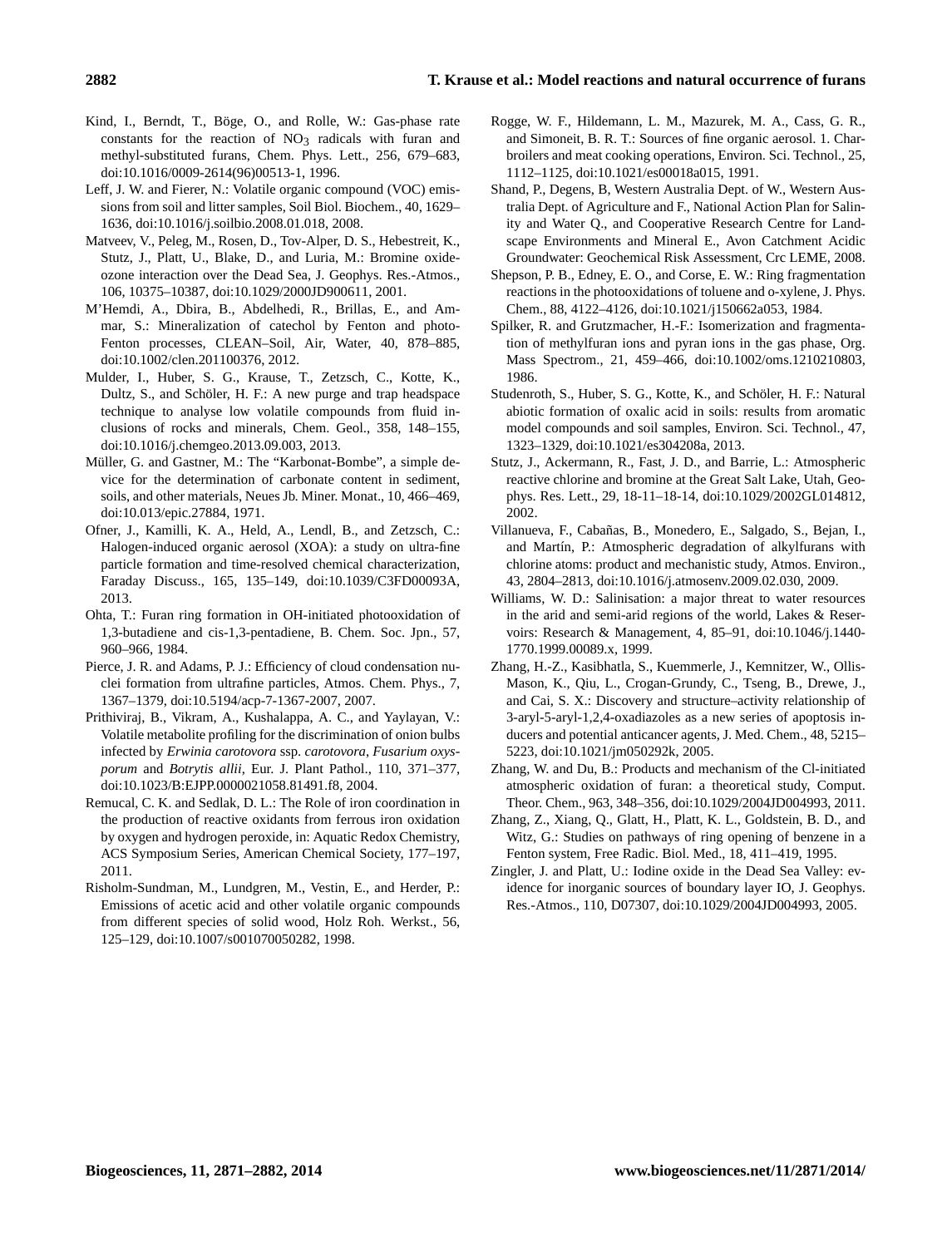Kind, I., Berndt, T., Böge, O., and Rolle, W.: Gas-phase rate constants for the reaction of $NO_3$ radicals with furan and methyl-substituted furans, Chem. Phys. Lett., 256, 679–683, doi:10.1016/0009-2614(96)00513-1, 1996.

Leff, J. W. and Fierer, N.: Volatile organic compound (VOC) emissions from soil and litter samples, Soil Biol. Biochem., 40, 1629–1636, doi:10.1016/j.soilbio.2008.01.018, 2008.

Matveev, V., Peleg, M., Rosen, D., Tov-Alper, D. S., Hebestreit, K., Stutz, J., Platt, U., Blake, D., and Luria, M.: Bromine oxide-ozone interaction over the Dead Sea, J. Geophys. Res.-Atmos., 106, 10375–10387, doi:10.1029/2000JD900611, 2001.

M'Hemdi, A., Dbira, B., Abdelhedi, R., Brillas, E., and Ammar, S.: Mineralization of catechol by Fenton and photo-Fenton processes, CLEAN–Soil, Air, Water, 40, 878–885, doi:10.1002/clen.201100376, 2012.

Mulder, I., Huber, S. G., Krause, T., Zetzsch, C., Kotte, K., Dultz, S., and Schöler, H. F.: A new purge and trap headspace technique to analyse low volatile compounds from fluid inclusions of rocks and minerals, Chem. Geol., 358, 148–155, doi:10.1016/j.chemgeo.2013.09.003, 2013.

Müller, G. and Gastner, M.: The "Karbonat-Bombe", a simple device for the determination of carbonate content in sediment, soils, and other materials, Neues Jb. Miner. Monat., 10, 466–469, doi:10.013/epic.27884, 1971.

Ofner, J., Kamilli, K. A., Held, A., Lendl, B., and Zetzsch, C.: Halogen-induced organic aerosol (XOA): a study on ultra-fine particle formation and time-resolved chemical characterization, Faraday Discuss., 165, 135–149, doi:10.1039/C3FD00093A, 2013.

Ohta, T.: Furan ring formation in OH-initiated photooxidation of 1,3-butadiene and cis-1,3-pentadiene, B. Chem. Soc. Jpn., 57, 960–966, 1984.

Pierce, J. R. and Adams, P. J.: Efficiency of cloud condensation nuclei formation from ultrafine particles, Atmos. Chem. Phys., 7, 1367–1379, doi:10.5194/acp-7-1367-2007, 2007.

Prithiviraj, B., Vikram, A., Kushalappa, A. C., and Yaylayan, V.: Volatile metabolite profiling for the discrimination of onion bulbs infected by *Erwinia carotovora* ssp. *carotovora*, *Fusarium oxysporum* and *Botrytis allii*, Eur. J. Plant Pathol., 110, 371–377, doi:10.1023/B:EJPP.0000021058.81491.f8, 2004.

Remucal, C. K. and Sedlak, D. L.: The Role of iron coordination in the production of reactive oxidants from ferrous iron oxidation by oxygen and hydrogen peroxide, in: Aquatic Redox Chemistry, ACS Symposium Series, American Chemical Society, 177–197, 2011.

Risholm-Sundman, M., Lundgren, M., Vestin, E., and Herder, P.: Emissions of acetic acid and other volatile organic compounds from different species of solid wood, Holz Roh. Werkst., 56, 125–129, doi:10.1007/s001070050282, 1998.

Rogge, W. F., Hildemann, L. M., Mazurek, M. A., Cass, G. R., and Simoneit, B. R. T.: Sources of fine organic aerosol. 1. Charbroilers and meat cooking operations, Environ. Sci. Technol., 25, 1112–1125, doi:10.1021/es00018a015, 1991.

Shand, P., Degens, B, Western Australia Dept. of W., Western Australia Dept. of Agriculture and F., National Action Plan for Salinity and Water Q., and Cooperative Research Centre for Landscape Environments and Mineral E., Avon Catchment Acidic Groundwater: Geochemical Risk Assessment, Crc LEME, 2008.

Shepson, P. B., Edney, E. O., and Corse, E. W.: Ring fragmentation reactions in the photooxidations of toluene and o-xylene, J. Phys. Chem., 88, 4122–4126, doi:10.1021/j150662a053, 1984.

Spilker, R. and Grutzmacher, H.-F.: Isomerization and fragmentation of methylfuran ions and pyran ions in the gas phase, Org. Mass Spectrom., 21, 459–466, doi:10.1002/oms.1210210803, 1986.

Studenroth, S., Huber, S. G., Kotte, K., and Schöler, H. F.: Natural abiotic formation of oxalic acid in soils: results from aromatic model compounds and soil samples, Environ. Sci. Technol., 47, 1323–1329, doi:10.1021/es304208a, 2013.

Stutz, J., Ackermann, R., Fast, J. D., and Barrie, L.: Atmospheric reactive chlorine and bromine at the Great Salt Lake, Utah, Geophys. Res. Lett., 29, 18-11–18-14, doi:10.1029/2002GL014812, 2002.

Villanueva, F., Cabañas, B., Monedero, E., Salgado, S., Bejan, I., and Martín, P.: Atmospheric degradation of alkylfurans with chlorine atoms: product and mechanistic study, Atmos. Environ., 43, 2804–2813, doi:10.1016/j.atmosenv.2009.02.030, 2009.

Williams, W. D.: Salinisation: a major threat to water resources in the arid and semi-arid regions of the world, Lakes & Reservoirs: Research & Management, 4, 85–91, doi:10.1046/j.1440-1770.1999.00089.x, 1999.

Zhang, H.-Z., Kasibhatla, S., Kuemmerle, J., Kemnitzer, W., Ollis-Mason, K., Qiu, L., Crogan-Grundy, C., Tseng, B., Drewe, J., and Cai, S. X.: Discovery and structure–activity relationship of 3-aryl-5-aryl-1,2,4-oxadiazoles as a new series of apoptosis inducers and potential anticancer agents, J. Med. Chem., 48, 5215–5223, doi:10.1021/jm050292k, 2005.

Zhang, W. and Du, B.: Products and mechanism of the Cl-initiated atmospheric oxidation of furan: a theoretical study, Comput. Theor. Chem., 963, 348–356, doi:10.1029/2004JD004993, 2011.

Zhang, Z., Xiang, Q., Glatt, H., Platt, K. L., Goldstein, B. D., and Witz, G.: Studies on pathways of ring opening of benzene in a Fenton system, Free Radic. Biol. Med., 18, 411–419, 1995.

Zingler, J. and Platt, U.: Iodine oxide in the Dead Sea Valley: evidence for inorganic sources of boundary layer IO, J. Geophys. Res.-Atmos., 110, D07307, doi:10.1029/2004JD004993, 2005.